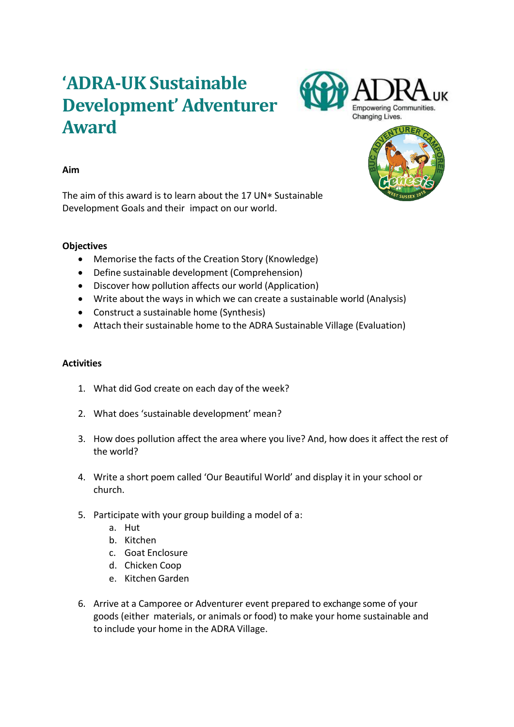# 'ADRA-UK Sustainable Development' Adventurer Award

**Aim**

The aim of this award is to learn about the 17 UN* Sustainable Development Goals and their impact on our world.

**Objectives**

- Memorise the facts of the Creation Story (Knowledge)
- Define sustainable development (Comprehension)
- Discover how pollution affects our world (Application)
- Write about the ways in which we can create a sustainable world (Analysis)
- Construct a sustainable home (Synthesis)
- Attach their sustainable home to the ADRA Sustainable Village (Evaluation)

**Activities**

1. What did God create on each day of the week?

2. What does 'sustainable development' mean?

3. How does pollution affect the area where you live? And, how does it affect the rest of the world?

4. Write a short poem called 'Our Beautiful World' and display it in your school or church.

5. Participate with your group building a model of a:
   a. Hut
   b. Kitchen
   c. Goat Enclosure
   d. Chicken Coop
   e. Kitchen Garden

6. Arrive at a Camporee or Adventurer event prepared to exchange some of your goods (either materials, or animals or food) to make your home sustainable and to include your home in the ADRA Village.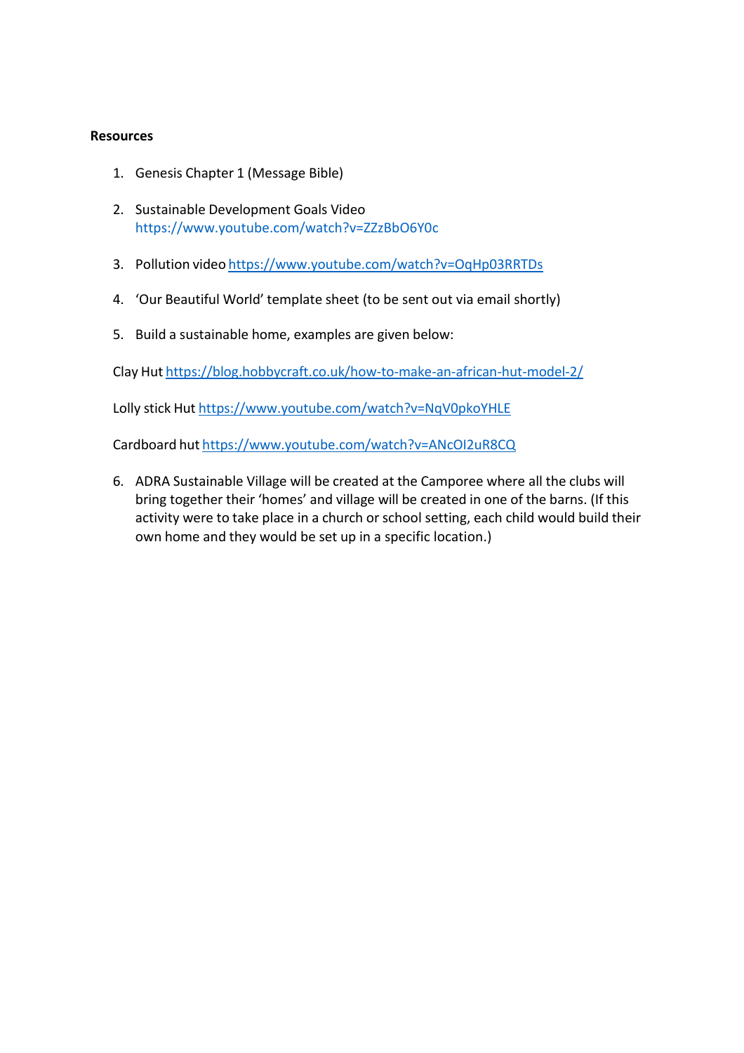**Resources**

1. Genesis Chapter 1 (Message Bible)

2. Sustainable Development Goals Video https://www.youtube.com/watch?v=ZZzBbO6Y0c

3. Pollution video https://www.youtube.com/watch?v=OqHp03RRTDs

4. 'Our Beautiful World' template sheet (to be sent out via email shortly)

5. Build a sustainable home, examples are given below:

Clay Hut https://blog.hobbycraft.co.uk/how-to-make-an-african-hut-model-2/

Lolly stick Hut https://www.youtube.com/watch?v=NqV0pkoYHLE

Cardboard hut https://www.youtube.com/watch?v=ANcOI2uR8CQ

6. ADRA Sustainable Village will be created at the Camporee where all the clubs will bring together their 'homes' and village will be created in one of the barns. (If this activity were to take place in a church or school setting, each child would build their own home and they would be set up in a specific location.)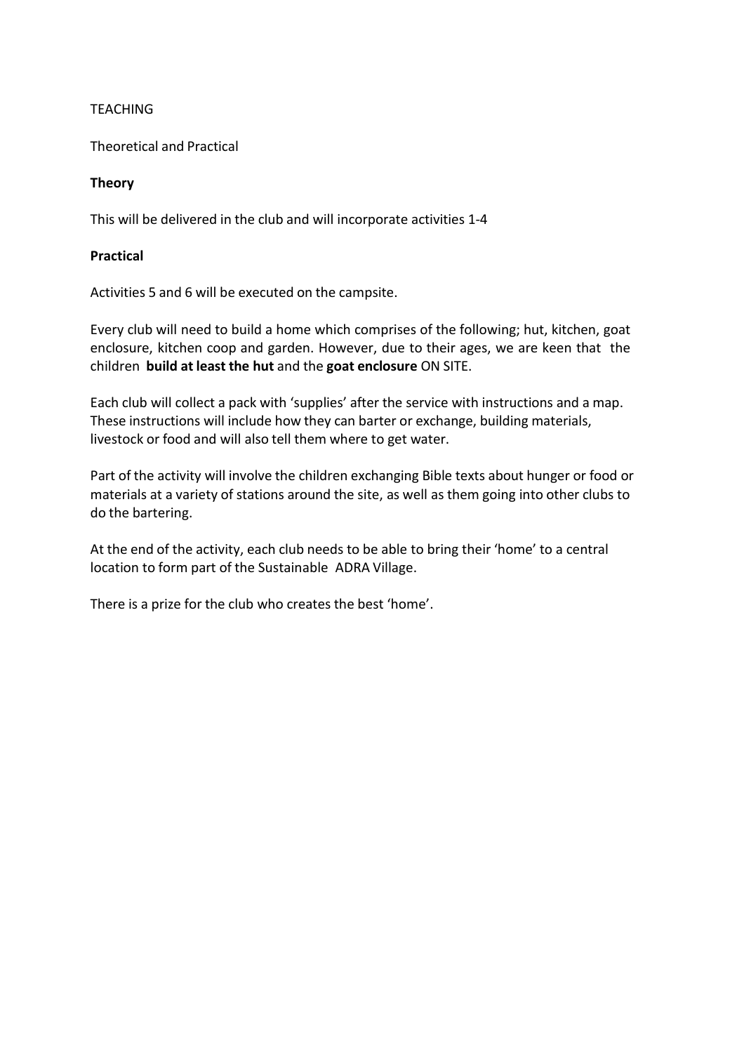TEACHING

Theoretical and Practical

**Theory**

This will be delivered in the club and will incorporate activities 1-4

**Practical**

Activities 5 and 6 will be executed on the campsite.

Every club will need to build a home which comprises of the following; hut, kitchen, goat enclosure, kitchen coop and garden. However, due to their ages, we are keen that the children **build at least the hut** and the **goat enclosure** ON SITE.

Each club will collect a pack with 'supplies' after the service with instructions and a map. These instructions will include how they can barter or exchange, building materials, livestock or food and will also tell them where to get water.

Part of the activity will involve the children exchanging Bible texts about hunger or food or materials at a variety of stations around the site, as well as them going into other clubs to do the bartering.

At the end of the activity, each club needs to be able to bring their 'home' to a central location to form part of the Sustainable ADRA Village.

There is a prize for the club who creates the best 'home'.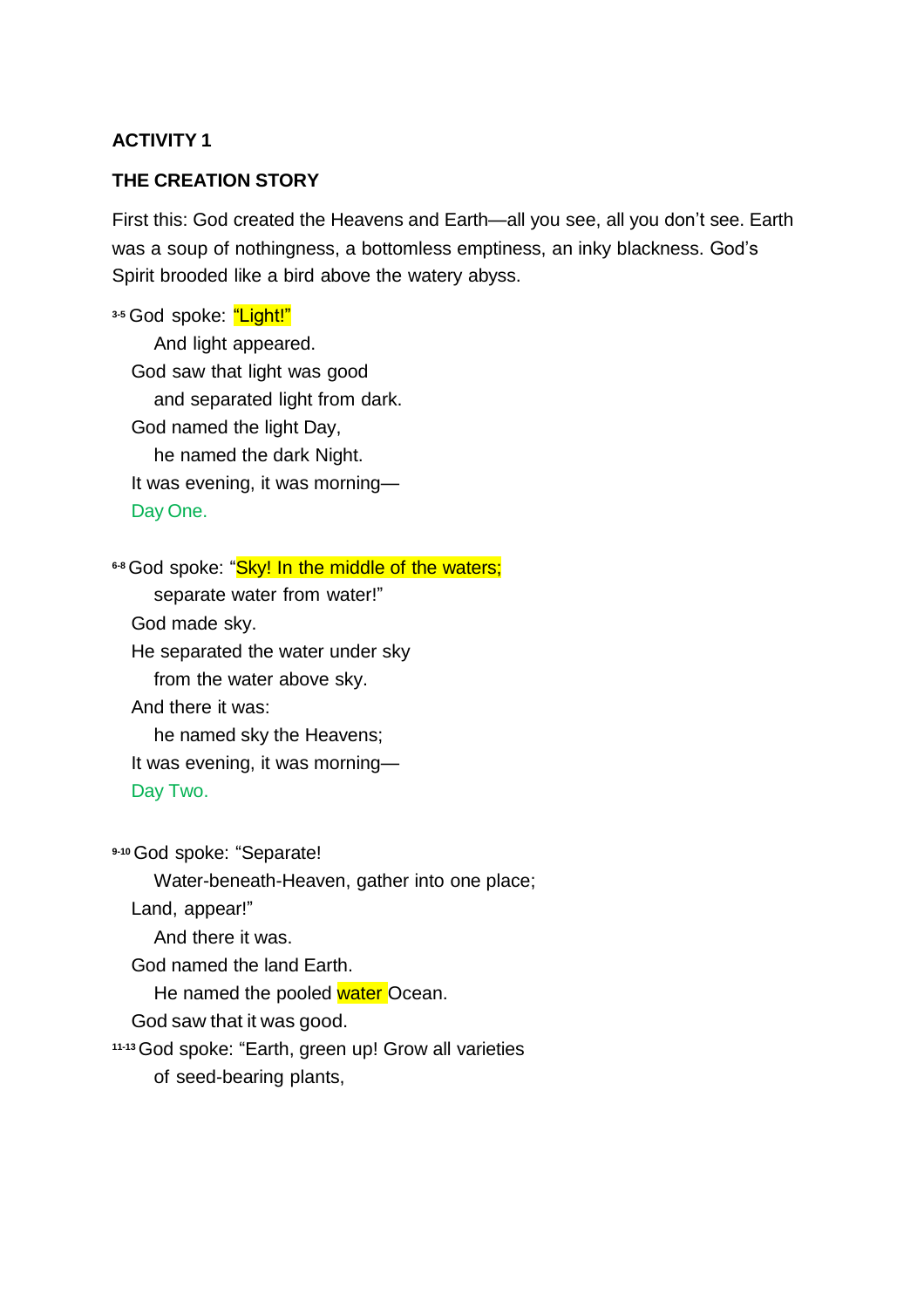**ACTIVITY 1**

**THE CREATION STORY**

First this: God created the Heavens and Earth—all you see, all you don't see. Earth was a soup of nothingness, a bottomless emptiness, an inky blackness. God's Spirit brooded like a bird above the watery abyss.

3-5 God spoke: "Light!"
And light appeared.
God saw that light was good
and separated light from dark.
God named the light Day,
he named the dark Night.
It was evening, it was morning—
Day One.

6-8 God spoke: "Sky! In the middle of the waters;
separate water from water!"
God made sky.
He separated the water under sky
from the water above sky.
And there it was:
he named sky the Heavens;
It was evening, it was morning—
Day Two.

9-10 God spoke: "Separate!
Water-beneath-Heaven, gather into one place;
Land, appear!"
And there it was.
God named the land Earth.
He named the pooled water Ocean.
God saw that it was good.
11-13 God spoke: "Earth, green up! Grow all varieties
of seed-bearing plants,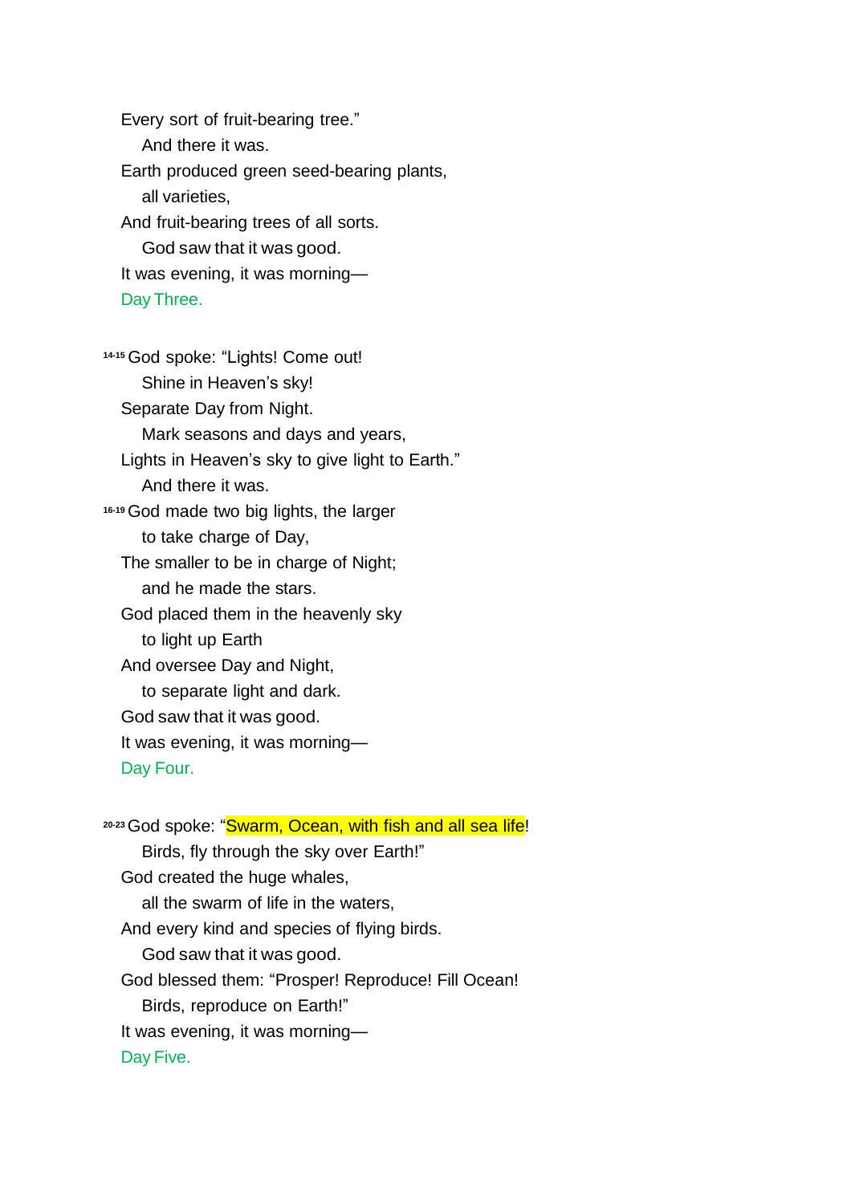Every sort of fruit-bearing tree."  
  And there it was.  
Earth produced green seed-bearing plants,  
  all varieties,  
And fruit-bearing trees of all sorts.  
  God saw that it was good.  
It was evening, it was morning—  
Day Three.

[14-15] God spoke: "Lights! Come out!  
  Shine in Heaven's sky!  
Separate Day from Night.  
  Mark seasons and days and years,  
Lights in Heaven's sky to give light to Earth."  
  And there it was.  
[16-19] God made two big lights, the larger  
  to take charge of Day,  
The smaller to be in charge of Night;  
  and he made the stars.  
God placed them in the heavenly sky  
  to light up Earth  
And oversee Day and Night,  
  to separate light and dark.  
God saw that it was good.  
It was evening, it was morning—  
Day Four.

[20-23] God spoke: "Swarm, Ocean, with fish and all sea life!  
  Birds, fly through the sky over Earth!"  
God created the huge whales,  
  all the swarm of life in the waters,  
And every kind and species of flying birds.  
  God saw that it was good.  
God blessed them: "Prosper! Reproduce! Fill Ocean!  
  Birds, reproduce on Earth!"  
It was evening, it was morning—  
Day Five.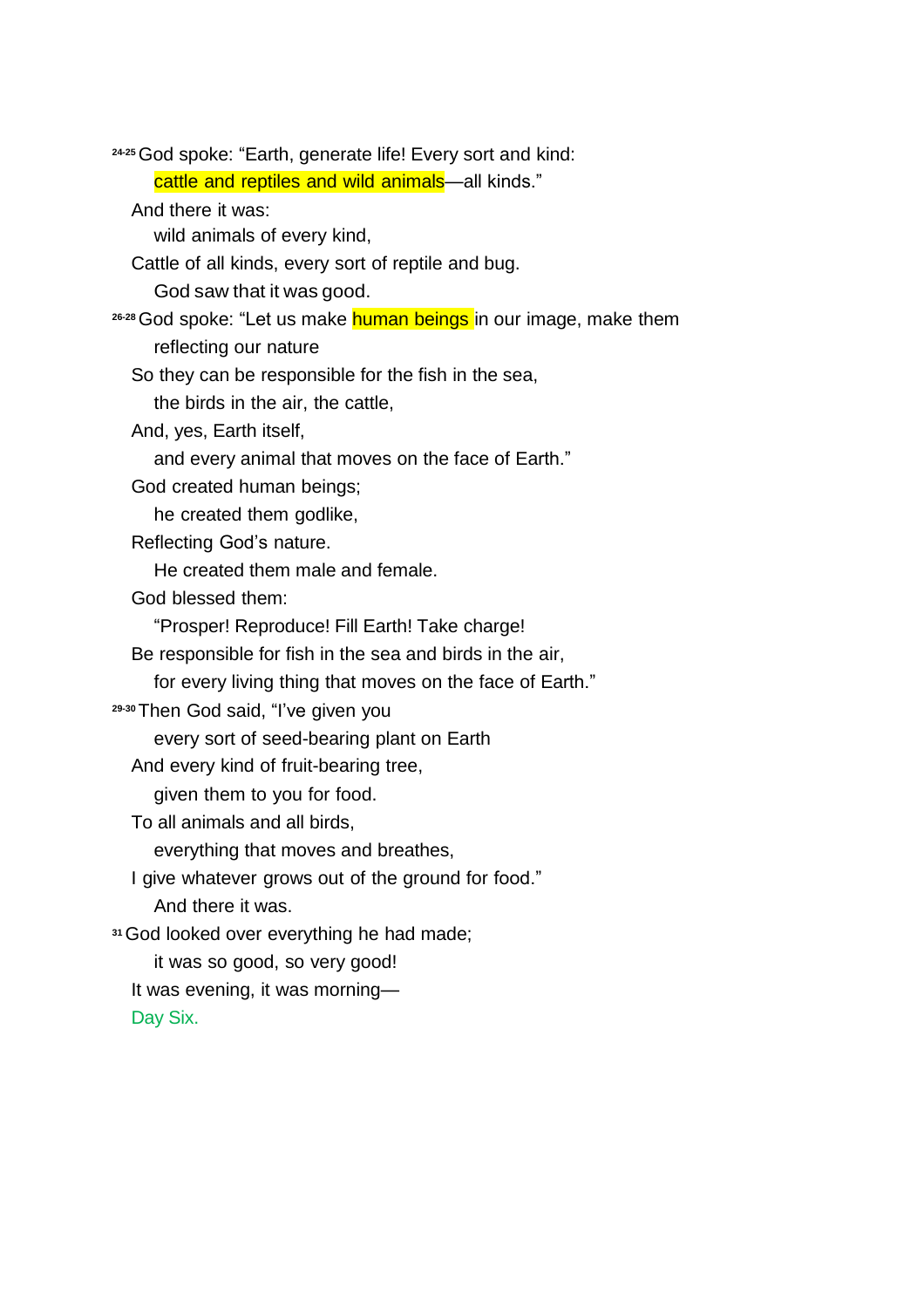[24-25] God spoke: “Earth, generate life! Every sort and kind:
cattle and reptiles and wild animals—all kinds.”
And there it was:
wild animals of every kind,
Cattle of all kinds, every sort of reptile and bug.
God saw that it was good.

[26-28] God spoke: “Let us make human beings in our image, make them
reflecting our nature
So they can be responsible for the fish in the sea,
the birds in the air, the cattle,
And, yes, Earth itself,
and every animal that moves on the face of Earth.”
God created human beings;
he created them godlike,
Reflecting God’s nature.
He created them male and female.
God blessed them:
“Prosper! Reproduce! Fill Earth! Take charge!
Be responsible for fish in the sea and birds in the air,
for every living thing that moves on the face of Earth.”

[29-30] Then God said, “I’ve given you
every sort of seed-bearing plant on Earth
And every kind of fruit-bearing tree,
given them to you for food.
To all animals and all birds,
everything that moves and breathes,
I give whatever grows out of the ground for food.”
And there it was.

[31] God looked over everything he had made;
it was so good, so very good!
It was evening, it was morning—
Day Six.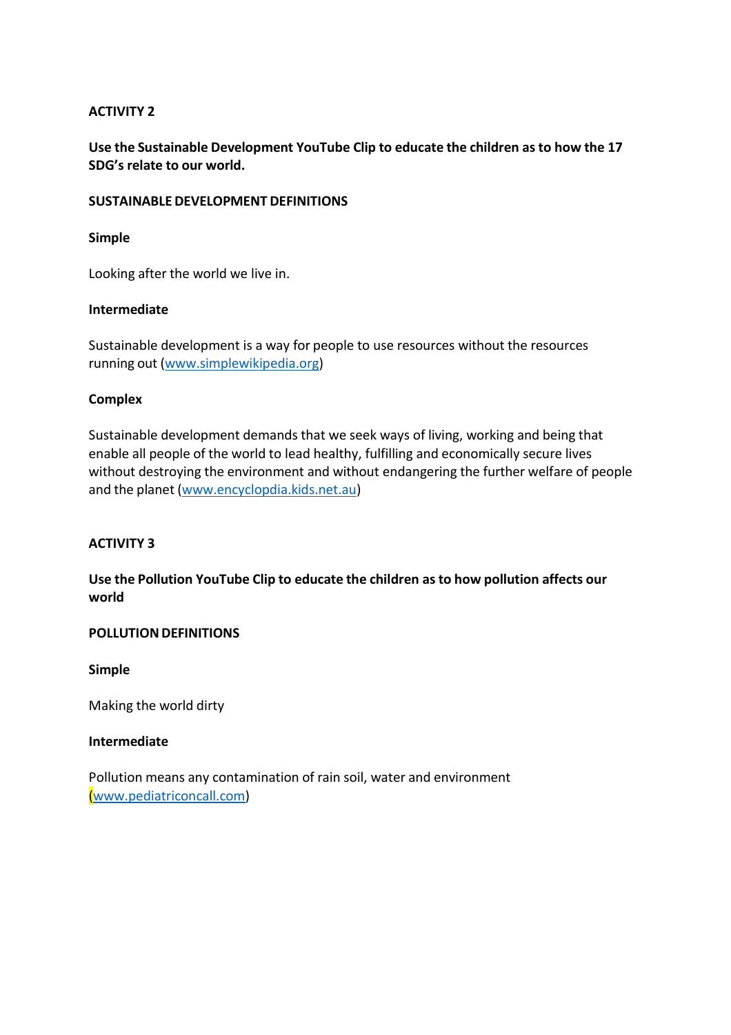**ACTIVITY 2**

**Use the Sustainable Development YouTube Clip to educate the children as to how the 17 SDG's relate to our world.**

**SUSTAINABLE DEVELOPMENT DEFINITIONS**

**Simple**

Looking after the world we live in.

**Intermediate**

Sustainable development is a way for people to use resources without the resources running out (www.simplewikipedia.org)

**Complex**

Sustainable development demands that we seek ways of living, working and being that enable all people of the world to lead healthy, fulfilling and economically secure lives without destroying the environment and without endangering the further welfare of people and the planet (www.encyclopdia.kids.net.au)

**ACTIVITY 3**

**Use the Pollution YouTube Clip to educate the children as to how pollution affects our world**

**POLLUTION DEFINITIONS**

**Simple**

Making the world dirty

**Intermediate**

Pollution means any contamination of rain soil, water and environment (www.pediatriconcall.com)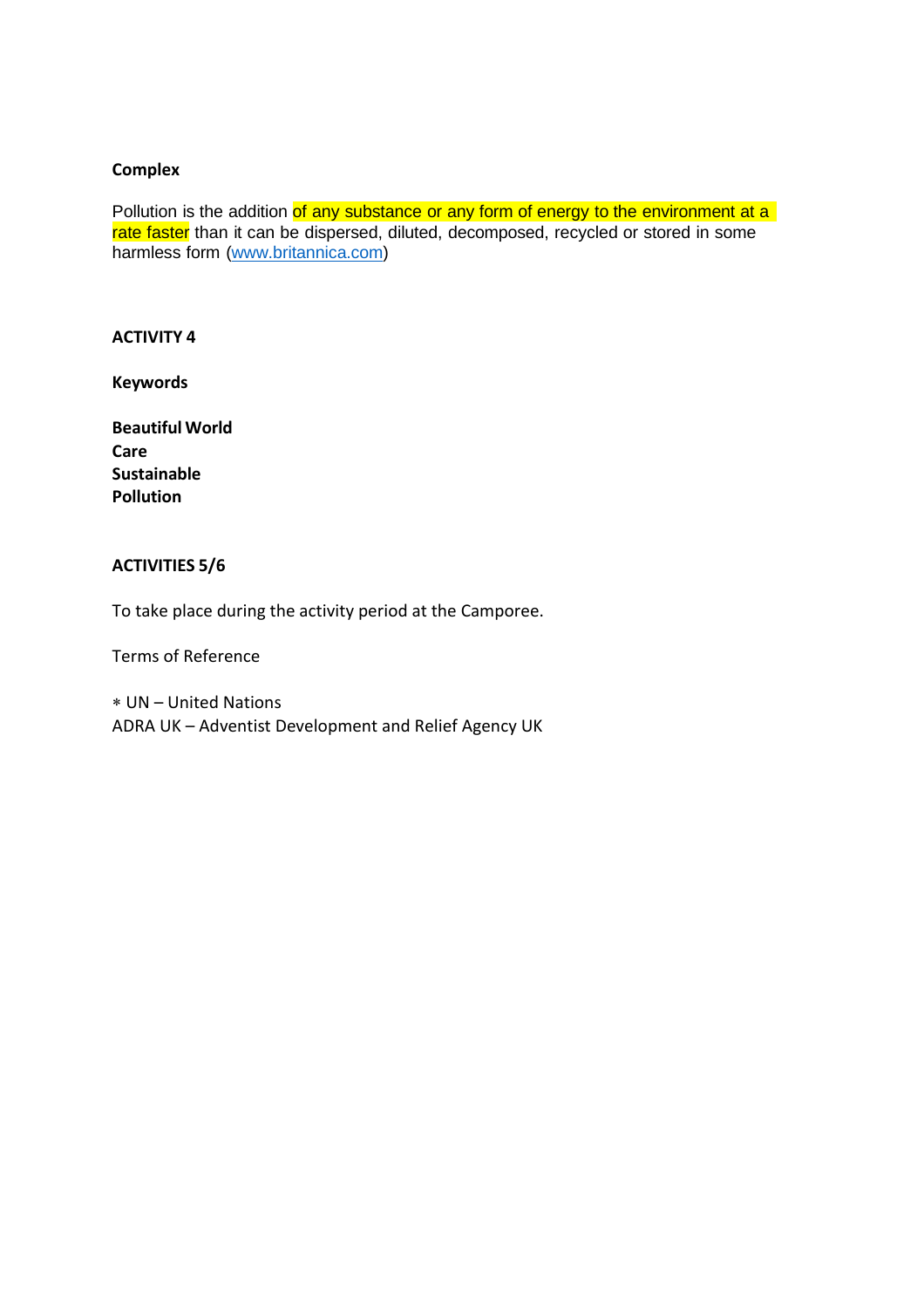**Complex**

Pollution is the addition of any substance or any form of energy to the environment at a rate faster than it can be dispersed, diluted, decomposed, recycled or stored in some harmless form ([www.britannica.com](www.britannica.com))

**ACTIVITY 4**

**Keywords**

**Beautiful World**
**Care**
**Sustainable**
**Pollution**

**ACTIVITIES 5/6**

To take place during the activity period at the Camporee.

Terms of Reference

* UN – United Nations
ADRA UK – Adventist Development and Relief Agency UK